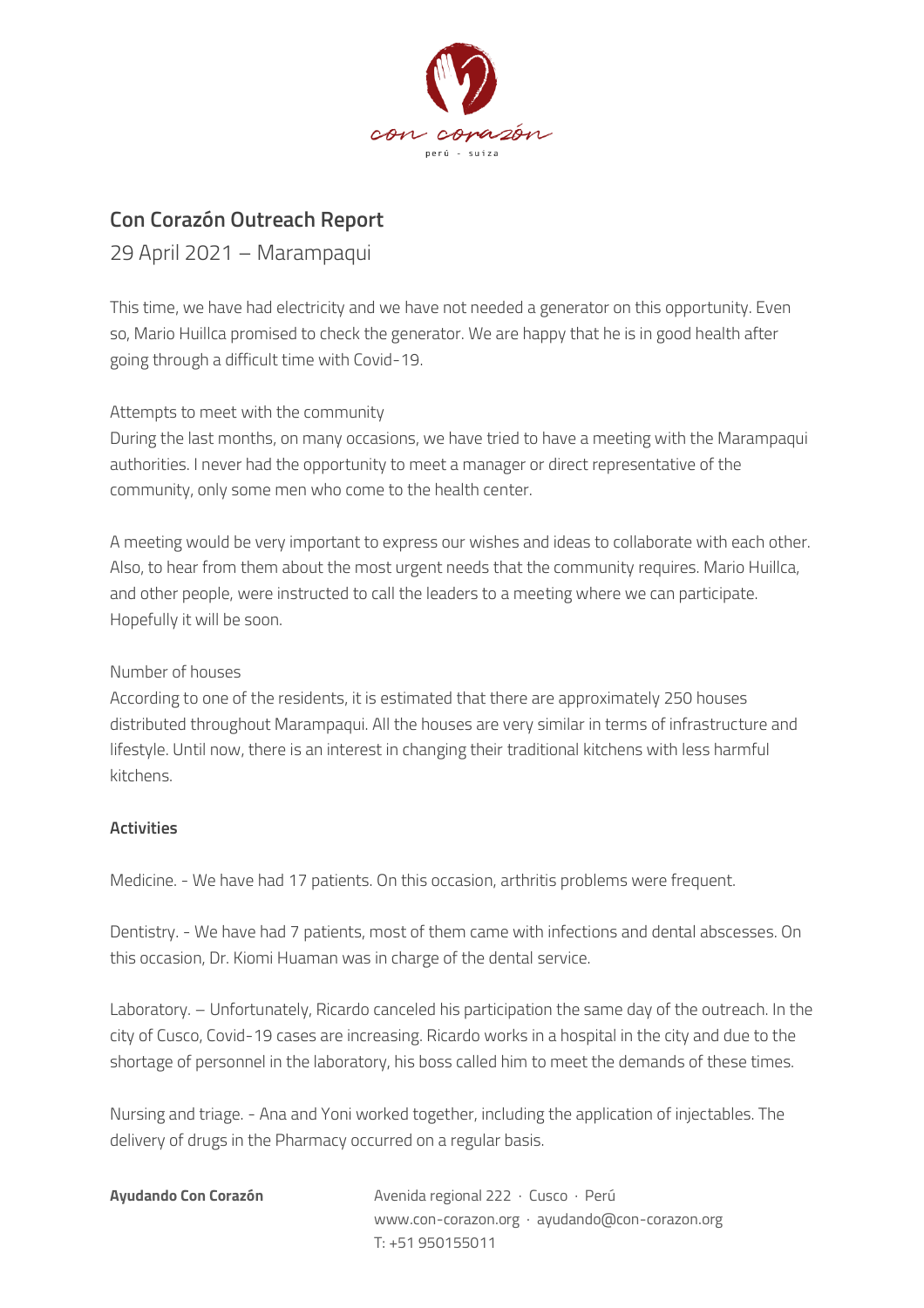## Con Corazón Outreach Report

29 April 2021 – Marampaqui

This time, we have had electricity and we have not needed a generator on this opportunity. Even so, Mario Huillca promised to check the generator. We are happy that he is in good health after going through a difficult time with Covid-19.

Attempts to meet with the community

During the last months, on many occasions, we have tried to have a meeting with the Marampaqui authorities. I never had the opportunity to meet a manager or direct representative of the community, only some men who come to the health center.

A meeting would be very important to express our wishes and ideas to collaborate with each other. Also, to hear from them about the most urgent needs that the community requires. Mario Huillca, and other people, were instructed to call the leaders to a meeting where we can participate. Hopefully it will be soon.

Number of houses

According to one of the residents, it is estimated that there are approximately 250 houses distributed throughout Marampaqui. All the houses are very similar in terms of infrastructure and lifestyle. Until now, there is an interest in changing their traditional kitchens with less harmful kitchens.

**Activities**

Medicine. - We have had 17 patients. On this occasion, arthritis problems were frequent.

Dentistry. - We have had 7 patients, most of them came with infections and dental abscesses. On this occasion, Dr. Kiomi Huaman was in charge of the dental service.

Laboratory. – Unfortunately, Ricardo canceled his participation the same day of the outreach. In the city of Cusco, Covid-19 cases are increasing. Ricardo works in a hospital in the city and due to the shortage of personnel in the laboratory, his boss called him to meet the demands of these times.

Nursing and triage. - Ana and Yoni worked together, including the application of injectables. The delivery of drugs in the Pharmacy occurred on a regular basis.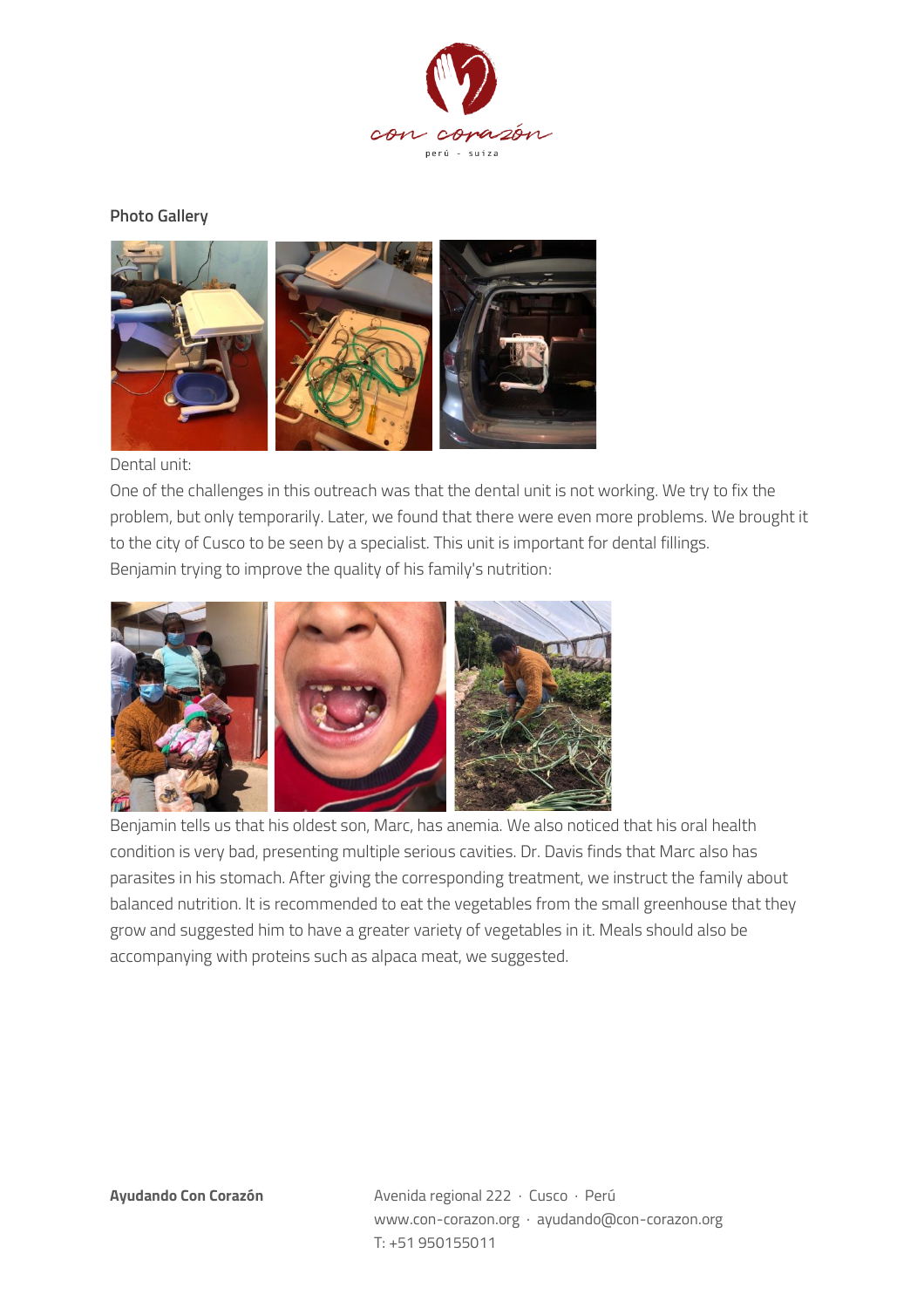**Photo Gallery**

Dental unit:

One of the challenges in this outreach was that the dental unit is not working. We try to fix the problem, but only temporarily. Later, we found that there were even more problems. We brought it to the city of Cusco to be seen by a specialist. This unit is important for dental fillings.

Benjamin trying to improve the quality of his family's nutrition:

Benjamin tells us that his oldest son, Marc, has anemia. We also noticed that his oral health condition is very bad, presenting multiple serious cavities. Dr. Davis finds that Marc also has parasites in his stomach. After giving the corresponding treatment, we instruct the family about balanced nutrition. It is recommended to eat the vegetables from the small greenhouse that they grow and suggested him to have a greater variety of vegetables in it. Meals should also be accompanying with proteins such as alpaca meat, we suggested.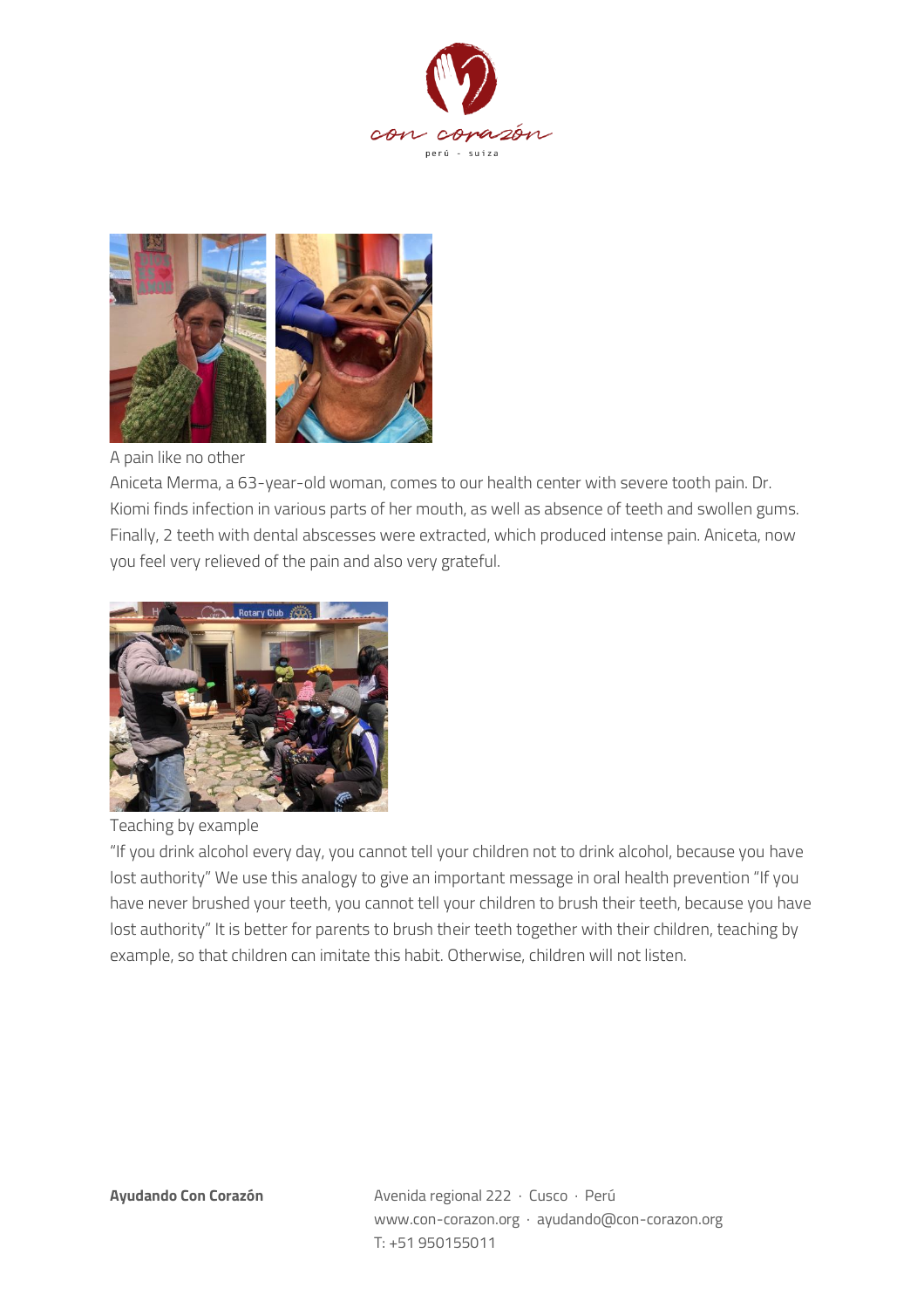A pain like no other

Aniceta Merma, a 63-year-old woman, comes to our health center with severe tooth pain. Dr. Kiomi finds infection in various parts of her mouth, as well as absence of teeth and swollen gums. Finally, 2 teeth with dental abscesses were extracted, which produced intense pain. Aniceta, now you feel very relieved of the pain and also very grateful.

Teaching by example

"If you drink alcohol every day, you cannot tell your children not to drink alcohol, because you have lost authority" We use this analogy to give an important message in oral health prevention "If you have never brushed your teeth, you cannot tell your children to brush their teeth, because you have lost authority" It is better for parents to brush their teeth together with their children, teaching by example, so that children can imitate this habit. Otherwise, children will not listen.

**Ayudando Con Corazón**

Avenida regional 222 · Cusco · Perú
www.con-corazon.org · ayudando@con-corazon.org
T: +51 950155011